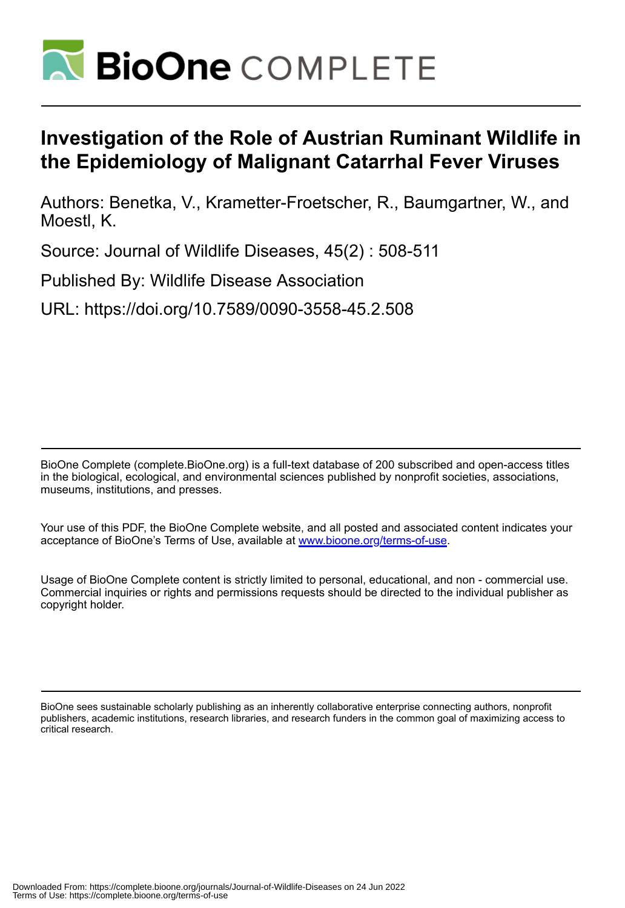# Investigation of the Role of Austrian Ruminant Wildlife in the Epidemiology of Malignant Catarrhal Fever Viruses

Authors: Benetka, V., Krametter-Froetscher, R., Baumgartner, W., and Moestl, K.

Source: Journal of Wildlife Diseases, 45(2) : 508-511

Published By: Wildlife Disease Association

URL: https://doi.org/10.7589/0090-3558-45.2.508

BioOne Complete (complete.BioOne.org) is a full-text database of 200 subscribed and open-access titles in the biological, ecological, and environmental sciences published by nonprofit societies, associations, museums, institutions, and presses.

Your use of this PDF, the BioOne Complete website, and all posted and associated content indicates your acceptance of BioOne's Terms of Use, available at www.bioone.org/terms-of-use.

Usage of BioOne Complete content is strictly limited to personal, educational, and non - commercial use. Commercial inquiries or rights and permissions requests should be directed to the individual publisher as copyright holder.

BioOne sees sustainable scholarly publishing as an inherently collaborative enterprise connecting authors, nonprofit publishers, academic institutions, research libraries, and research funders in the common goal of maximizing access to critical research.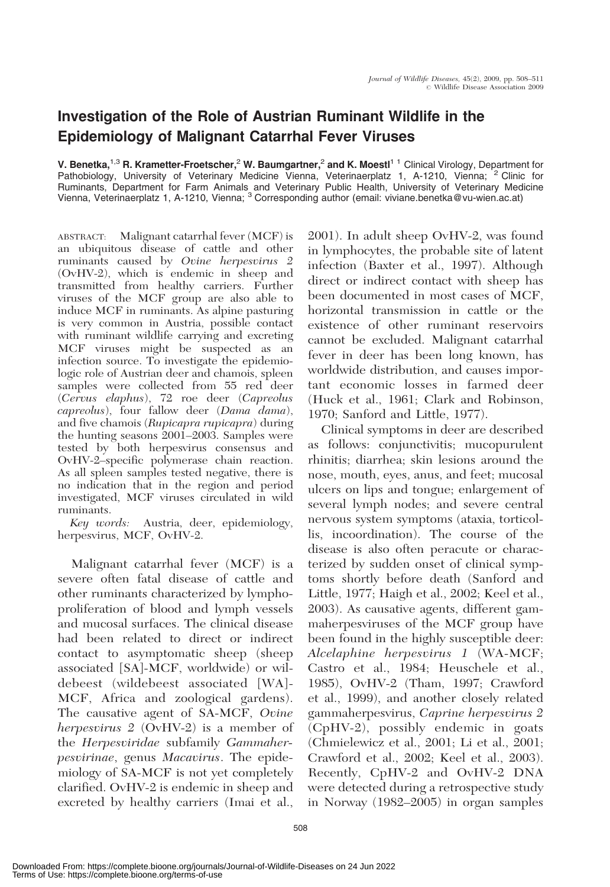# Investigation of the Role of Austrian Ruminant Wildlife in the Epidemiology of Malignant Catarrhal Fever Viruses

**V. Benetka,[1,3] R. Krametter-Froetscher,[2] W. Baumgartner,[2] and K. Moestl[1]** [1] Clinical Virology, Department for Pathobiology, University of Veterinary Medicine Vienna, Veterinaerplatz 1, A-1210, Vienna; [2] Clinic for Ruminants, Department for Farm Animals and Veterinary Public Health, University of Veterinary Medicine Vienna, Veterinaerplatz 1, A-1210, Vienna; [3] Corresponding author (email: viviane.benetka@vu-wien.ac.at)

ABSTRACT: Malignant catarrhal fever (MCF) is an ubiquitous disease of cattle and other ruminants caused by *Ovine herpesvirus 2* (OvHV-2), which is endemic in sheep and transmitted from healthy carriers. Further viruses of the MCF group are also able to induce MCF in ruminants. As alpine pasturing is very common in Austria, possible contact with ruminant wildlife carrying and excreting MCF viruses might be suspected as an infection source. To investigate the epidemiologic role of Austrian deer and chamois, spleen samples were collected from 55 red deer (*Cervus elaphus*), 72 roe deer (*Capreolus capreolus*), four fallow deer (*Dama dama*), and five chamois (*Rupicapra rupicapra*) during the hunting seasons 2001–2003. Samples were tested by both herpesvirus consensus and OvHV-2–specific polymerase chain reaction. As all spleen samples tested negative, there is no indication that in the region and period investigated, MCF viruses circulated in wild ruminants.

*Key words:* Austria, deer, epidemiology, herpesvirus, MCF, OvHV-2.

Malignant catarrhal fever (MCF) is a severe often fatal disease of cattle and other ruminants characterized by lymphoproliferation of blood and lymph vessels and mucosal surfaces. The clinical disease had been related to direct or indirect contact to asymptomatic sheep (sheep associated [SA]-MCF, worldwide) or wildebeest (wildebeest associated [WA]-MCF, Africa and zoological gardens). The causative agent of SA-MCF, *Ovine herpesvirus 2* (OvHV-2) is a member of the *Herpesviridae* subfamily *Gammaherpesvirinae*, genus *Macavirus*. The epidemiology of SA-MCF is not yet completely clarified. OvHV-2 is endemic in sheep and excreted by healthy carriers (Imai et al., 2001). In adult sheep OvHV-2, was found in lymphocytes, the probable site of latent infection (Baxter et al., 1997). Although direct or indirect contact with sheep has been documented in most cases of MCF, horizontal transmission in cattle or the existence of other ruminant reservoirs cannot be excluded. Malignant catarrhal fever in deer has been long known, has worldwide distribution, and causes important economic losses in farmed deer (Huck et al., 1961; Clark and Robinson, 1970; Sanford and Little, 1977).

Clinical symptoms in deer are described as follows: conjunctivitis; mucopurulent rhinitis; diarrhea; skin lesions around the nose, mouth, eyes, anus, and feet; mucosal ulcers on lips and tongue; enlargement of several lymph nodes; and severe central nervous system symptoms (ataxia, torticollis, incoordination). The course of the disease is also often peracute or characterized by sudden onset of clinical symptoms shortly before death (Sanford and Little, 1977; Haigh et al., 2002; Keel et al., 2003). As causative agents, different gammaherpesviruses of the MCF group have been found in the highly susceptible deer: *Alcelaphine herpesvirus 1* (WA-MCF; Castro et al., 1984; Heuschele et al., 1985), OvHV-2 (Tham, 1997; Crawford et al., 1999), and another closely related gammaherpesvirus, *Caprine herpesvirus 2* (CpHV-2), possibly endemic in goats (Chmielewicz et al., 2001; Li et al., 2001; Crawford et al., 2002; Keel et al., 2003). Recently, CpHV-2 and OvHV-2 DNA were detected during a retrospective study in Norway (1982–2005) in organ samples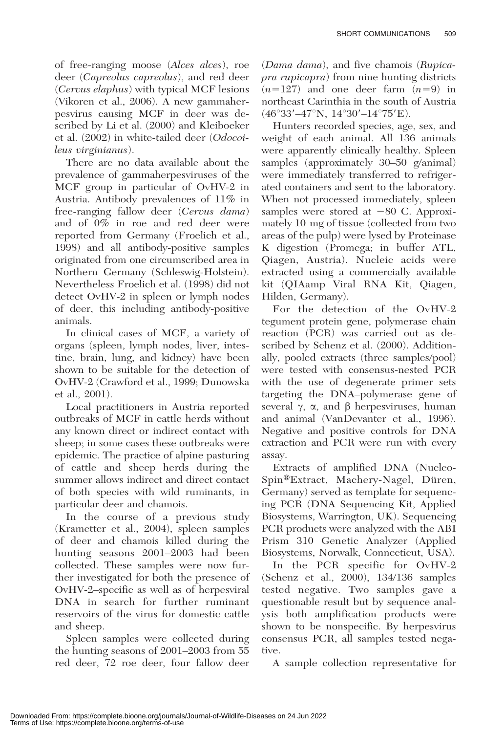of free-ranging moose (*Alces alces*), roe deer (*Capreolus capreolus*), and red deer (*Cervus elaphus*) with typical MCF lesions (Vikoren et al., 2006). A new gammaherpesvirus causing MCF in deer was described by Li et al. (2000) and Kleiboeker et al. (2002) in white-tailed deer (*Odocoileus virginianus*).

There are no data available about the prevalence of gammaherpesviruses of the MCF group in particular of OvHV-2 in Austria. Antibody prevalences of 11% in free-ranging fallow deer (*Cervus dama*) and of 0% in roe and red deer were reported from Germany (Froelich et al., 1998) and all antibody-positive samples originated from one circumscribed area in Northern Germany (Schleswig-Holstein). Nevertheless Froelich et al. (1998) did not detect OvHV-2 in spleen or lymph nodes of deer, this including antibody-positive animals.

In clinical cases of MCF, a variety of organs (spleen, lymph nodes, liver, intestine, brain, lung, and kidney) have been shown to be suitable for the detection of OvHV-2 (Crawford et al., 1999; Dunowska et al., 2001).

Local practitioners in Austria reported outbreaks of MCF in cattle herds without any known direct or indirect contact with sheep; in some cases these outbreaks were epidemic. The practice of alpine pasturing of cattle and sheep herds during the summer allows indirect and direct contact of both species with wild ruminants, in particular deer and chamois.

In the course of a previous study (Krametter et al., 2004), spleen samples of deer and chamois killed during the hunting seasons 2001–2003 had been collected. These samples were now further investigated for both the presence of OvHV-2–specific as well as of herpesviral DNA in search for further ruminant reservoirs of the virus for domestic cattle and sheep.

Spleen samples were collected during the hunting seasons of 2001–2003 from 55 red deer, 72 roe deer, four fallow deer (*Dama dama*), and five chamois (*Rupicapra rupicapra*) from nine hunting districts ($n=127$) and one deer farm ($n=9$) in northeast Carinthia in the south of Austria (46°33′–47°N, 14°30′–14°75′E).

Hunters recorded species, age, sex, and weight of each animal. All 136 animals were apparently clinically healthy. Spleen samples (approximately 30–50 g/animal) were immediately transferred to refrigerated containers and sent to the laboratory. When not processed immediately, spleen samples were stored at −80 C. Approximately 10 mg of tissue (collected from two areas of the pulp) were lysed by Proteinase K digestion (Promega; in buffer ATL, Qiagen, Austria). Nucleic acids were extracted using a commercially available kit (QIAamp Viral RNA Kit, Qiagen, Hilden, Germany).

For the detection of the OvHV-2 tegument protein gene, polymerase chain reaction (PCR) was carried out as described by Schenz et al. (2000). Additionally, pooled extracts (three samples/pool) were tested with consensus-nested PCR with the use of degenerate primer sets targeting the DNA–polymerase gene of several $\gamma$, $\alpha$, and $\beta$ herpesviruses, human and animal (VanDevanter et al., 1996). Negative and positive controls for DNA extraction and PCR were run with every assay.

Extracts of amplified DNA (NucleoSpin®Extract, Machery-Nagel, Düren, Germany) served as template for sequencing PCR (DNA Sequencing Kit, Applied Biosystems, Warrington, UK). Sequencing PCR products were analyzed with the ABI Prism 310 Genetic Analyzer (Applied Biosystems, Norwalk, Connecticut, USA).

In the PCR specific for OvHV-2 (Schenz et al., 2000), 134/136 samples tested negative. Two samples gave a questionable result but by sequence analysis both amplification products were shown to be nonspecific. By herpesvirus consensus PCR, all samples tested negative.

A sample collection representative for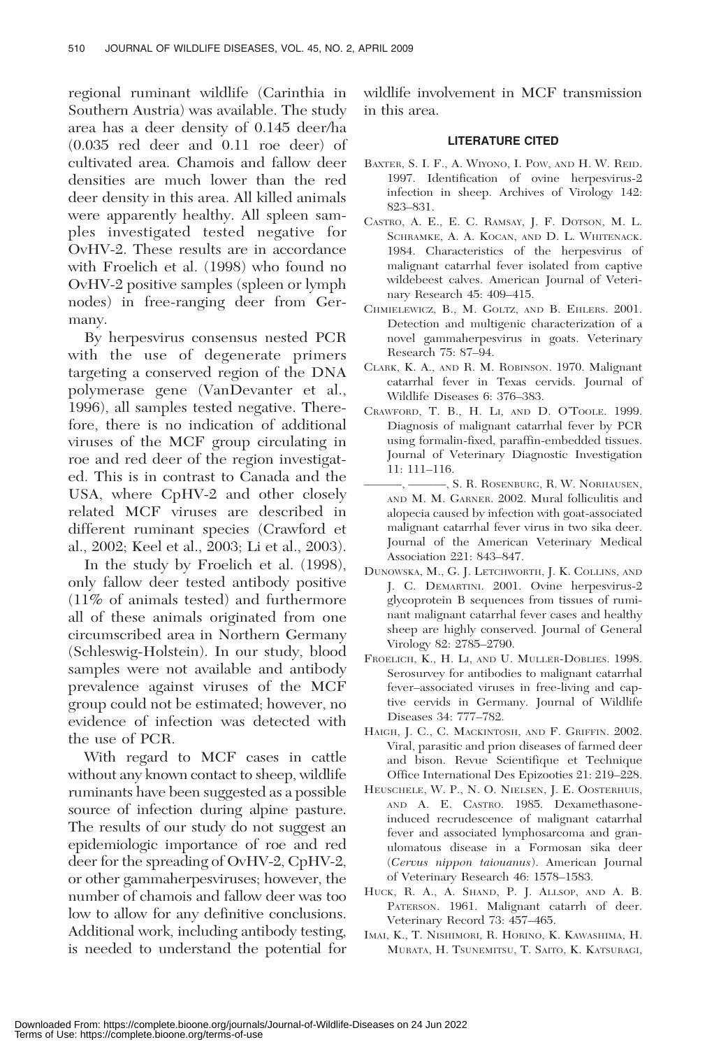regional ruminant wildlife (Carinthia in Southern Austria) was available. The study area has a deer density of 0.145 deer/ha (0.035 red deer and 0.11 roe deer) of cultivated area. Chamois and fallow deer densities are much lower than the red deer density in this area. All killed animals were apparently healthy. All spleen samples investigated tested negative for OvHV-2. These results are in accordance with Froelich et al. (1998) who found no OvHV-2 positive samples (spleen or lymph nodes) in free-ranging deer from Germany.

By herpesvirus consensus nested PCR with the use of degenerate primers targeting a conserved region of the DNA polymerase gene (VanDevanter et al., 1996), all samples tested negative. Therefore, there is no indication of additional viruses of the MCF group circulating in roe and red deer of the region investigated. This is in contrast to Canada and the USA, where CpHV-2 and other closely related MCF viruses are described in different ruminant species (Crawford et al., 2002; Keel et al., 2003; Li et al., 2003).

In the study by Froelich et al. (1998), only fallow deer tested antibody positive (11% of animals tested) and furthermore all of these animals originated from one circumscribed area in Northern Germany (Schleswig-Holstein). In our study, blood samples were not available and antibody prevalence against viruses of the MCF group could not be estimated; however, no evidence of infection was detected with the use of PCR.

With regard to MCF cases in cattle without any known contact to sheep, wildlife ruminants have been suggested as a possible source of infection during alpine pasture. The results of our study do not suggest an epidemiologic importance of roe and red deer for the spreading of OvHV-2, CpHV-2, or other gammaherpesviruses; however, the number of chamois and fallow deer was too low to allow for any definitive conclusions. Additional work, including antibody testing, is needed to understand the potential for wildlife involvement in MCF transmission in this area.

## LITERATURE CITED

BAXTER, S. I. F., A. WIYONO, I. POW, AND H. W. REID. 1997. Identification of ovine herpesvirus-2 infection in sheep. Archives of Virology 142: 823–831.

CASTRO, A. E., E. C. RAMSAY, J. F. DOTSON, M. L. SCHRAMKE, A. A. KOCAN, AND D. L. WHITENACK. 1984. Characteristics of the herpesvirus of malignant catarrhal fever isolated from captive wildebeest calves. American Journal of Veterinary Research 45: 409–415.

CHMIELEWICZ, B., M. GOLTZ, AND B. EHLERS. 2001. Detection and multigenic characterization of a novel gammaherpesvirus in goats. Veterinary Research 75: 87–94.

CLARK, K. A., AND R. M. ROBINSON. 1970. Malignant catarrhal fever in Texas cervids. Journal of Wildlife Diseases 6: 376–383.

CRAWFORD, T. B., H. LI, AND D. O'TOOLE. 1999. Diagnosis of malignant catarrhal fever by PCR using formalin-fixed, paraffin-embedded tissues. Journal of Veterinary Diagnostic Investigation 11: 111–116.

———, ———, S. R. ROSENBURG, R. W. NORHAUSEN, AND M. M. GARNER. 2002. Mural folliculitis and alopecia caused by infection with goat-associated malignant catarrhal fever virus in two sika deer. Journal of the American Veterinary Medical Association 221: 843–847.

DUNOWSKA, M., G. J. LETCHWORTH, J. K. COLLINS, AND J. C. DEMARTINI. 2001. Ovine herpesvirus-2 glycoprotein B sequences from tissues of ruminant malignant catarrhal fever cases and healthy sheep are highly conserved. Journal of General Virology 82: 2785–2790.

FROELICH, K., H. LI, AND U. MULLER-DOBLIES. 1998. Serosurvey for antibodies to malignant catarrhal fever–associated viruses in free-living and captive cervids in Germany. Journal of Wildlife Diseases 34: 777–782.

HAIGH, J. C., C. MACKINTOSH, AND F. GRIFFIN. 2002. Viral, parasitic and prion diseases of farmed deer and bison. Revue Scientifique et Technique Office International Des Epizooties 21: 219–228.

HEUSCHELE, W. P., N. O. NIELSEN, J. E. OOSTERHUIS, AND A. E. CASTRO. 1985. Dexamethasone-induced recrudescence of malignant catarrhal fever and associated lymphosarcoma and granulomatous disease in a Formosan sika deer (*Cervus nippon taiouanus*). American Journal of Veterinary Research 46: 1578–1583.

HUCK, R. A., A. SHAND, P. J. ALLSOP, AND A. B. PATERSON. 1961. Malignant catarrh of deer. Veterinary Record 73: 457–465.

IMAI, K., T. NISHIMORI, R. HORINO, K. KAWASHIMA, H. MURATA, H. TSUNEMITSU, T. SAITO, K. KATSURAGI,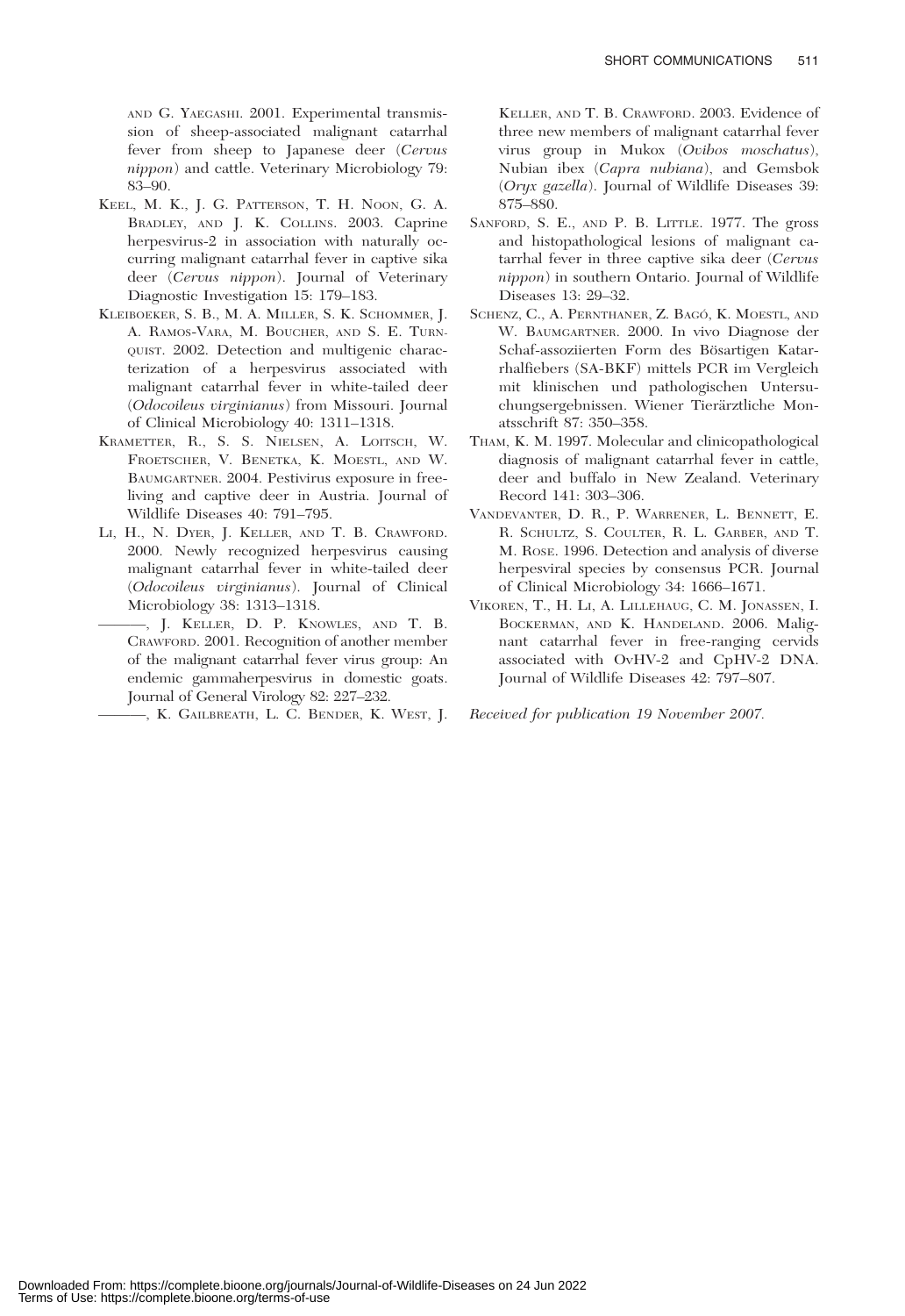AND G. YAEGASHI. 2001. Experimental transmission of sheep-associated malignant catarrhal fever from sheep to Japanese deer (*Cervus nippon*) and cattle. Veterinary Microbiology 79: 83–90.

KEEL, M. K., J. G. PATTERSON, T. H. NOON, G. A. BRADLEY, AND J. K. COLLINS. 2003. Caprine herpesvirus-2 in association with naturally occurring malignant catarrhal fever in captive sika deer (*Cervus nippon*). Journal of Veterinary Diagnostic Investigation 15: 179–183.

KLEIBOEKER, S. B., M. A. MILLER, S. K. SCHOMMER, J. A. RAMOS-VARA, M. BOUCHER, AND S. E. TURNQUIST. 2002. Detection and multigenic characterization of a herpesvirus associated with malignant catarrhal fever in white-tailed deer (*Odocoileus virginianus*) from Missouri. Journal of Clinical Microbiology 40: 1311–1318.

KRAMETTER, R., S. S. NIELSEN, A. LOITSCH, W. FROETSCHER, V. BENETKA, K. MOESTL, AND W. BAUMGARTNER. 2004. Pestivirus exposure in free-living and captive deer in Austria. Journal of Wildlife Diseases 40: 791–795.

LI, H., N. DYER, J. KELLER, AND T. B. CRAWFORD. 2000. Newly recognized herpesvirus causing malignant catarrhal fever in white-tailed deer (*Odocoileus virginianus*). Journal of Clinical Microbiology 38: 1313–1318.

———, J. KELLER, D. P. KNOWLES, AND T. B. CRAWFORD. 2001. Recognition of another member of the malignant catarrhal fever virus group: An endemic gammaherpesvirus in domestic goats. Journal of General Virology 82: 227–232.

———, K. GAILBREATH, L. C. BENDER, K. WEST, J. KELLER, AND T. B. CRAWFORD. 2003. Evidence of three new members of malignant catarrhal fever virus group in Mukox (*Ovibos moschatus*), Nubian ibex (*Capra nubiana*), and Gemsbok (*Oryx gazella*). Journal of Wildlife Diseases 39: 875–880.

SANFORD, S. E., AND P. B. LITTLE. 1977. The gross and histopathological lesions of malignant catarrhal fever in three captive sika deer (*Cervus nippon*) in southern Ontario. Journal of Wildlife Diseases 13: 29–32.

SCHENZ, C., A. PERNTHANER, Z. BAGÓ, K. MOESTL, AND W. BAUMGARTNER. 2000. In vivo Diagnose der Schaf-assoziierten Form des Bösartigen Katarrhalfiebers (SA-BKF) mittels PCR im Vergleich mit klinischen und pathologischen Untersuchungsergebnissen. Wiener Tierärztliche Monatsschrift 87: 350–358.

THAM, K. M. 1997. Molecular and clinicopathological diagnosis of malignant catarrhal fever in cattle, deer and buffalo in New Zealand. Veterinary Record 141: 303–306.

VANDEVANTER, D. R., P. WARRENER, L. BENNETT, E. R. SCHULTZ, S. COULTER, R. L. GARBER, AND T. M. ROSE. 1996. Detection and analysis of diverse herpesviral species by consensus PCR. Journal of Clinical Microbiology 34: 1666–1671.

VIKOREN, T., H. LI, A. LILLEHAUG, C. M. JONASSEN, I. BOCKERMAN, AND K. HANDELAND. 2006. Malignant catarrhal fever in free-ranging cervids associated with OvHV-2 and CpHV-2 DNA. Journal of Wildlife Diseases 42: 797–807.

*Received for publication 19 November 2007.*